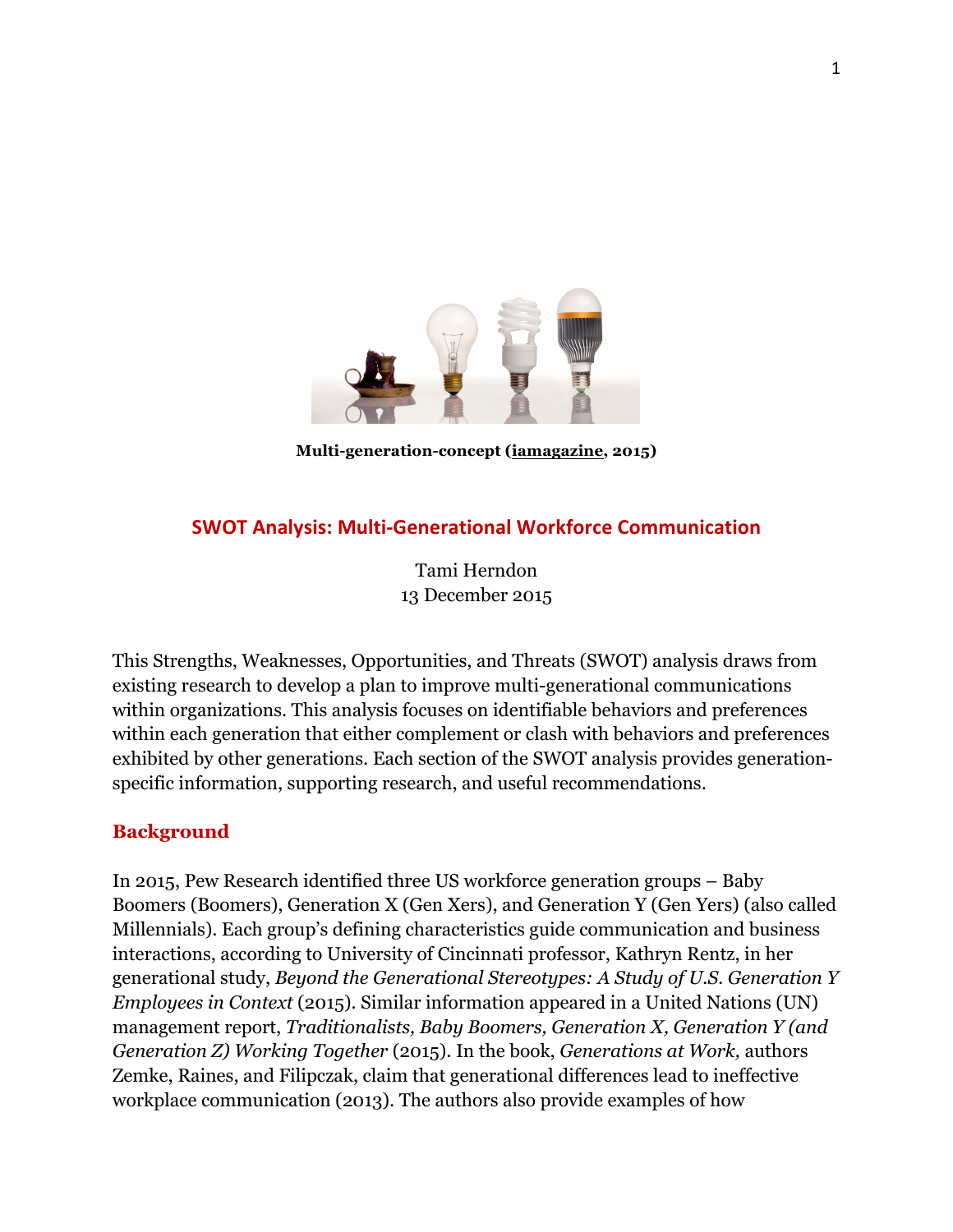**Multi-generation-concept (iamagazine, 2015)**

# SWOT Analysis: Multi-Generational Workforce Communication

Tami Herndon
13 December 2015

This Strengths, Weaknesses, Opportunities, and Threats (SWOT) analysis draws from existing research to develop a plan to improve multi-generational communications within organizations. This analysis focuses on identifiable behaviors and preferences within each generation that either complement or clash with behaviors and preferences exhibited by other generations. Each section of the SWOT analysis provides generation-specific information, supporting research, and useful recommendations.

## Background

In 2015, Pew Research identified three US workforce generation groups – Baby Boomers (Boomers), Generation X (Gen Xers), and Generation Y (Gen Yers) (also called Millennials). Each group's defining characteristics guide communication and business interactions, according to University of Cincinnati professor, Kathryn Rentz, in her generational study, *Beyond the Generational Stereotypes: A Study of U.S. Generation Y Employees in Context* (2015). Similar information appeared in a United Nations (UN) management report, *Traditionalists, Baby Boomers, Generation X, Generation Y (and Generation Z) Working Together* (2015). In the book, *Generations at Work,* authors Zemke, Raines, and Filipczak, claim that generational differences lead to ineffective workplace communication (2013). The authors also provide examples of how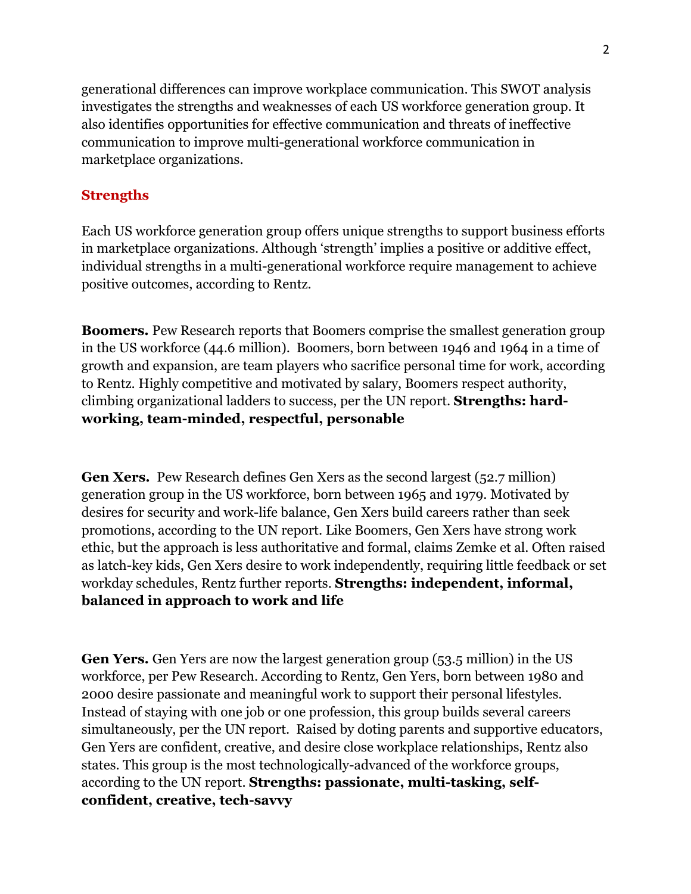generational differences can improve workplace communication. This SWOT analysis investigates the strengths and weaknesses of each US workforce generation group. It also identifies opportunities for effective communication and threats of ineffective communication to improve multi-generational workforce communication in marketplace organizations.

## Strengths

Each US workforce generation group offers unique strengths to support business efforts in marketplace organizations. Although 'strength' implies a positive or additive effect, individual strengths in a multi-generational workforce require management to achieve positive outcomes, according to Rentz.

**Boomers.** Pew Research reports that Boomers comprise the smallest generation group in the US workforce (44.6 million). Boomers, born between 1946 and 1964 in a time of growth and expansion, are team players who sacrifice personal time for work, according to Rentz. Highly competitive and motivated by salary, Boomers respect authority, climbing organizational ladders to success, per the UN report. **Strengths: hard-working, team-minded, respectful, personable**

**Gen Xers.** Pew Research defines Gen Xers as the second largest (52.7 million) generation group in the US workforce, born between 1965 and 1979. Motivated by desires for security and work-life balance, Gen Xers build careers rather than seek promotions, according to the UN report. Like Boomers, Gen Xers have strong work ethic, but the approach is less authoritative and formal, claims Zemke et al. Often raised as latch-key kids, Gen Xers desire to work independently, requiring little feedback or set workday schedules, Rentz further reports. **Strengths: independent, informal, balanced in approach to work and life**

**Gen Yers.** Gen Yers are now the largest generation group (53.5 million) in the US workforce, per Pew Research. According to Rentz, Gen Yers, born between 1980 and 2000 desire passionate and meaningful work to support their personal lifestyles. Instead of staying with one job or one profession, this group builds several careers simultaneously, per the UN report. Raised by doting parents and supportive educators, Gen Yers are confident, creative, and desire close workplace relationships, Rentz also states. This group is the most technologically-advanced of the workforce groups, according to the UN report. **Strengths: passionate, multi-tasking, self-confident, creative, tech-savvy**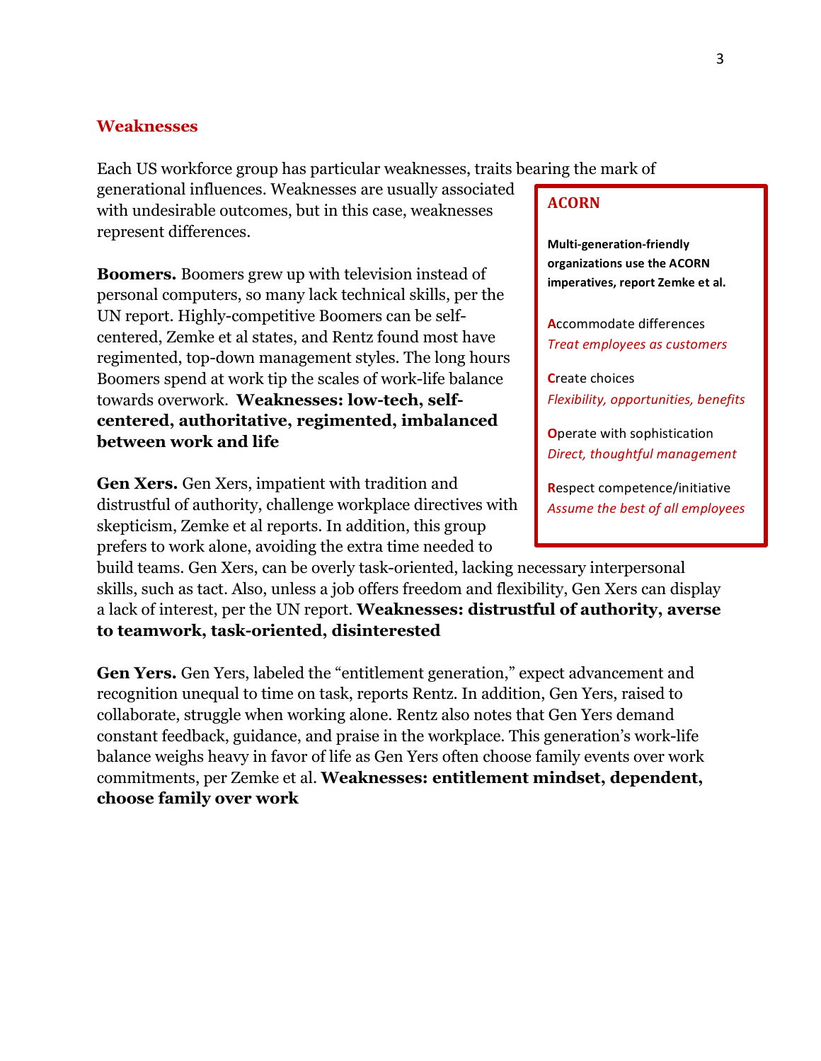## Weaknesses

Each US workforce group has particular weaknesses, traits bearing the mark of generational influences. Weaknesses are usually associated with undesirable outcomes, but in this case, weaknesses represent differences.

> **ACORN**
>
> **Multi-generation-friendly organizations use the ACORN imperatives, report Zemke et al.**
>
> **A**ccommodate differences
> *Treat employees as customers*
>
> **C**reate choices
> *Flexibility, opportunities, benefits*
>
> **O**perate with sophistication
> *Direct, thoughtful management*
>
> **R**espect competence/initiative
> *Assume the best of all employees*

**Boomers.** Boomers grew up with television instead of personal computers, so many lack technical skills, per the UN report. Highly-competitive Boomers can be self-centered, Zemke et al states, and Rentz found most have regimented, top-down management styles. The long hours Boomers spend at work tip the scales of work-life balance towards overwork. **Weaknesses: low-tech, self-centered, authoritative, regimented, imbalanced between work and life**

**Gen Xers.** Gen Xers, impatient with tradition and distrustful of authority, challenge workplace directives with skepticism, Zemke et al reports. In addition, this group prefers to work alone, avoiding the extra time needed to build teams. Gen Xers, can be overly task-oriented, lacking necessary interpersonal skills, such as tact. Also, unless a job offers freedom and flexibility, Gen Xers can display a lack of interest, per the UN report. **Weaknesses: distrustful of authority, averse to teamwork, task-oriented, disinterested**

**Gen Yers.** Gen Yers, labeled the "entitlement generation," expect advancement and recognition unequal to time on task, reports Rentz. In addition, Gen Yers, raised to collaborate, struggle when working alone. Rentz also notes that Gen Yers demand constant feedback, guidance, and praise in the workplace. This generation's work-life balance weighs heavy in favor of life as Gen Yers often choose family events over work commitments, per Zemke et al. **Weaknesses: entitlement mindset, dependent, choose family over work**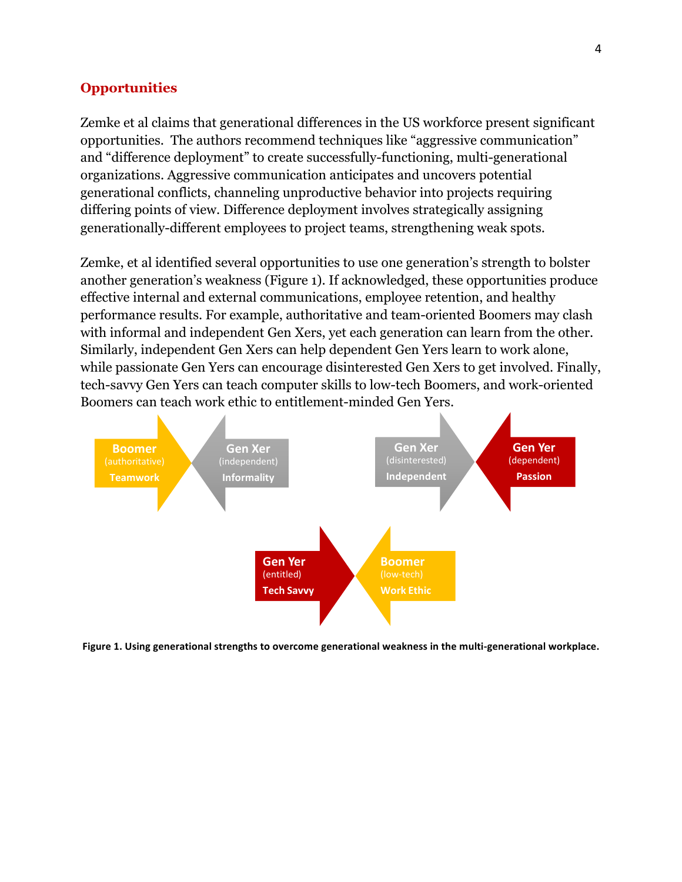## Opportunities

Zemke et al claims that generational differences in the US workforce present significant opportunities. The authors recommend techniques like "aggressive communication" and "difference deployment" to create successfully-functioning, multi-generational organizations. Aggressive communication anticipates and uncovers potential generational conflicts, channeling unproductive behavior into projects requiring differing points of view. Difference deployment involves strategically assigning generationally-different employees to project teams, strengthening weak spots.

Zemke, et al identified several opportunities to use one generation's strength to bolster another generation's weakness (Figure 1). If acknowledged, these opportunities produce effective internal and external communications, employee retention, and healthy performance results. For example, authoritative and team-oriented Boomers may clash with informal and independent Gen Xers, yet each generation can learn from the other. Similarly, independent Gen Xers can help dependent Gen Yers learn to work alone, while passionate Gen Yers can encourage disinterested Gen Xers to get involved. Finally, tech-savvy Gen Yers can teach computer skills to low-tech Boomers, and work-oriented Boomers can teach work ethic to entitlement-minded Gen Yers.

**Boomer** (authoritative) **Teamwork** → ← **Gen Xer** (independent) **Informality**

**Gen Xer** (disinterested) **Independent** → ← **Gen Yer** (dependent) **Passion**

**Gen Yer** (entitled) **Tech Savvy** → ← **Boomer** (low-tech) **Work Ethic**

**Figure 1. Using generational strengths to overcome generational weakness in the multi-generational workplace.**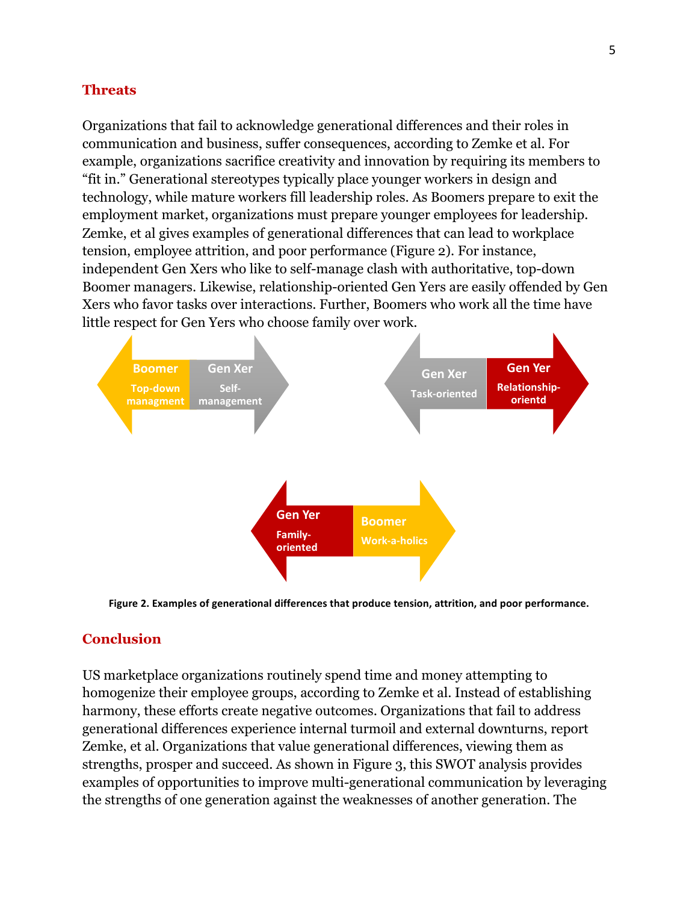## Threats

Organizations that fail to acknowledge generational differences and their roles in communication and business, suffer consequences, according to Zemke et al. For example, organizations sacrifice creativity and innovation by requiring its members to "fit in." Generational stereotypes typically place younger workers in design and technology, while mature workers fill leadership roles. As Boomers prepare to exit the employment market, organizations must prepare younger employees for leadership. Zemke, et al gives examples of generational differences that can lead to workplace tension, employee attrition, and poor performance (Figure 2). For instance, independent Gen Xers who like to self-manage clash with authoritative, top-down Boomer managers. Likewise, relationship-oriented Gen Yers are easily offended by Gen Xers who favor tasks over interactions. Further, Boomers who work all the time have little respect for Gen Yers who choose family over work.

Boomer Top-down managment | Gen Xer Self-management

Gen Xer Task-oriented | Gen Yer Relationship-orientd

Gen Yer Family-oriented | Boomer Work-a-holics

**Figure 2. Examples of generational differences that produce tension, attrition, and poor performance.**

## Conclusion

US marketplace organizations routinely spend time and money attempting to homogenize their employee groups, according to Zemke et al. Instead of establishing harmony, these efforts create negative outcomes. Organizations that fail to address generational differences experience internal turmoil and external downturns, report Zemke, et al. Organizations that value generational differences, viewing them as strengths, prosper and succeed. As shown in Figure 3, this SWOT analysis provides examples of opportunities to improve multi-generational communication by leveraging the strengths of one generation against the weaknesses of another generation. The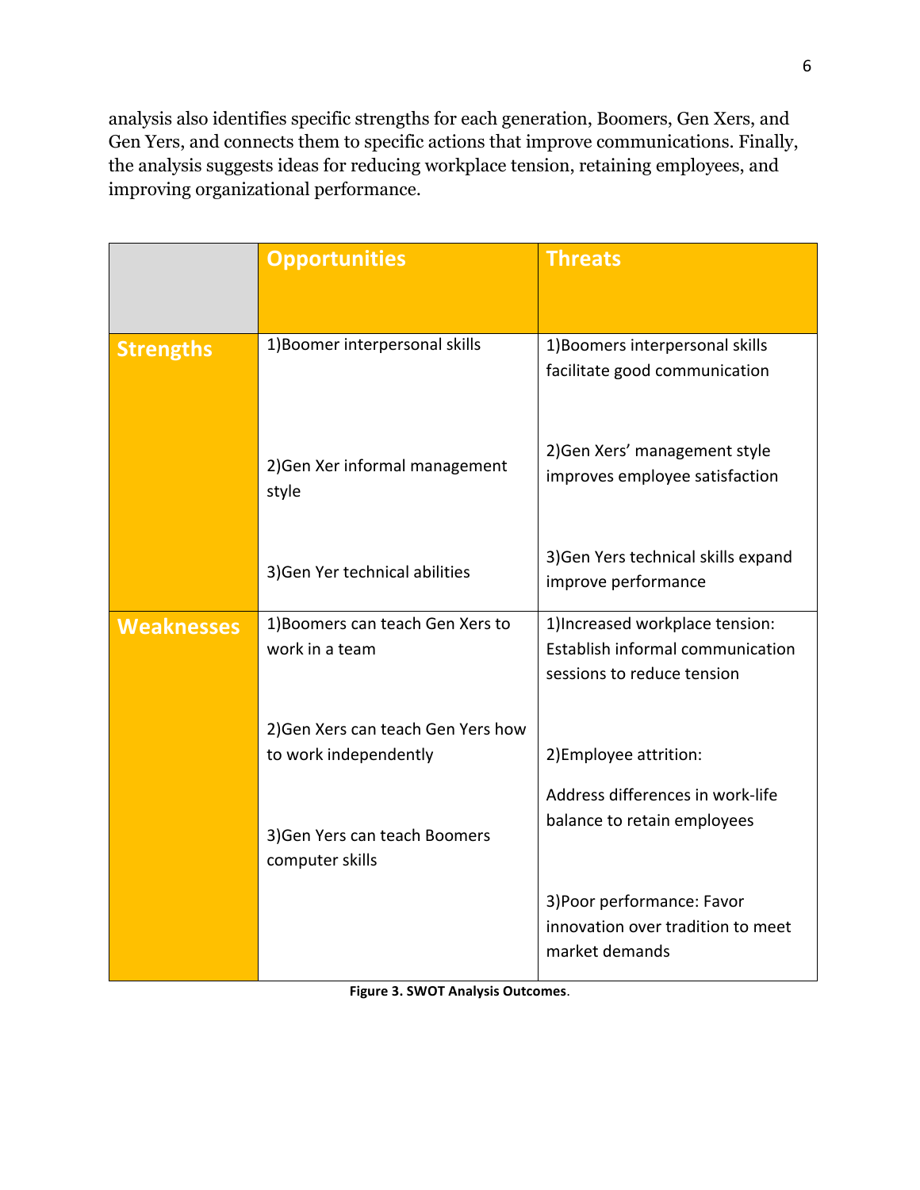analysis also identifies specific strengths for each generation, Boomers, Gen Xers, and Gen Yers, and connects them to specific actions that improve communications. Finally, the analysis suggests ideas for reducing workplace tension, retaining employees, and improving organizational performance.

| | Opportunities | Threats |
|---|---|---|
| **Strengths** | 1)Boomer interpersonal skills<br><br>2)Gen Xer informal management style<br><br>3)Gen Yer technical abilities | 1)Boomers interpersonal skills facilitate good communication<br><br>2)Gen Xers' management style improves employee satisfaction<br><br>3)Gen Yers technical skills expand improve performance |
| **Weaknesses** | 1)Boomers can teach Gen Xers to work in a team<br><br>2)Gen Xers can teach Gen Yers how to work independently<br><br>3)Gen Yers can teach Boomers computer skills | 1)Increased workplace tension: Establish informal communication sessions to reduce tension<br><br>2)Employee attrition: Address differences in work-life balance to retain employees<br><br>3)Poor performance: Favor innovation over tradition to meet market demands |

**Figure 3. SWOT Analysis Outcomes**.